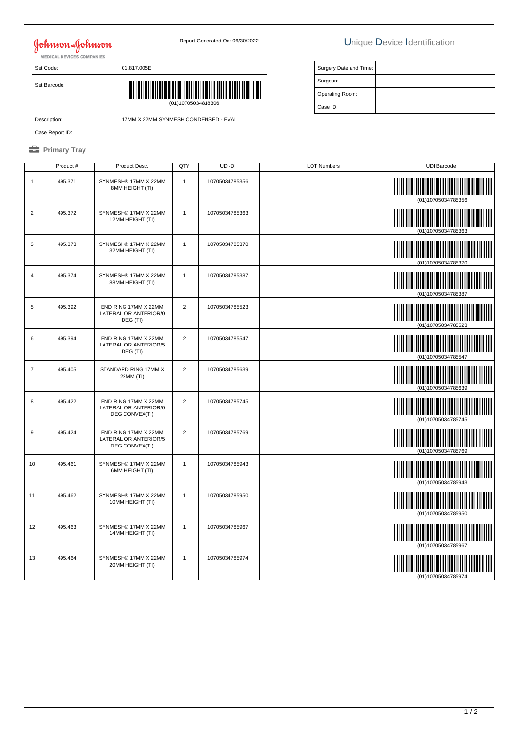Johnson & Johnson
MEDICAL DEVICES COMPANIES

Report Generated On: 06/30/2022

# Unique Device Identification

| Set Code: | 01.817.005E |
|---|---|
| Set Barcode: | (01)10705034818306 |
| Description: | 17MM X 22MM SYNMESH CONDENSED - EVAL |
| Case Report ID: | |

| Surgery Date and Time: | |
|---|---|
| Surgeon: | |
| Operating Room: | |
| Case ID: | |

## Primary Tray

| | Product # | Product Desc. | QTY | UDI-DI | LOT Numbers | | UDI Barcode |
|---|---|---|---|---|---|---|---|
| 1 | 495.371 | SYNMESH® 17MM X 22MM 8MM HEIGHT (TI) | 1 | 10705034785356 | | | (01)10705034785356 |
| 2 | 495.372 | SYNMESH® 17MM X 22MM 12MM HEIGHT (TI) | 1 | 10705034785363 | | | (01)10705034785363 |
| 3 | 495.373 | SYNMESH® 17MM X 22MM 32MM HEIGHT (TI) | 1 | 10705034785370 | | | (01)10705034785370 |
| 4 | 495.374 | SYNMESH® 17MM X 22MM 88MM HEIGHT (TI) | 1 | 10705034785387 | | | (01)10705034785387 |
| 5 | 495.392 | END RING 17MM X 22MM LATERAL OR ANTERIOR/0 DEG (TI) | 2 | 10705034785523 | | | (01)10705034785523 |
| 6 | 495.394 | END RING 17MM X 22MM LATERAL OR ANTERIOR/5 DEG (TI) | 2 | 10705034785547 | | | (01)10705034785547 |
| 7 | 495.405 | STANDARD RING 17MM X 22MM (TI) | 2 | 10705034785639 | | | (01)10705034785639 |
| 8 | 495.422 | END RING 17MM X 22MM LATERAL OR ANTERIOR/0 DEG CONVEX(TI) | 2 | 10705034785745 | | | (01)10705034785745 |
| 9 | 495.424 | END RING 17MM X 22MM LATERAL OR ANTERIOR/5 DEG CONVEX(TI) | 2 | 10705034785769 | | | (01)10705034785769 |
| 10 | 495.461 | SYNMESH® 17MM X 22MM 6MM HEIGHT (TI) | 1 | 10705034785943 | | | (01)10705034785943 |
| 11 | 495.462 | SYNMESH® 17MM X 22MM 10MM HEIGHT (TI) | 1 | 10705034785950 | | | (01)10705034785950 |
| 12 | 495.463 | SYNMESH® 17MM X 22MM 14MM HEIGHT (TI) | 1 | 10705034785967 | | | (01)10705034785967 |
| 13 | 495.464 | SYNMESH® 17MM X 22MM 20MM HEIGHT (TI) | 1 | 10705034785974 | | | (01)10705034785974 |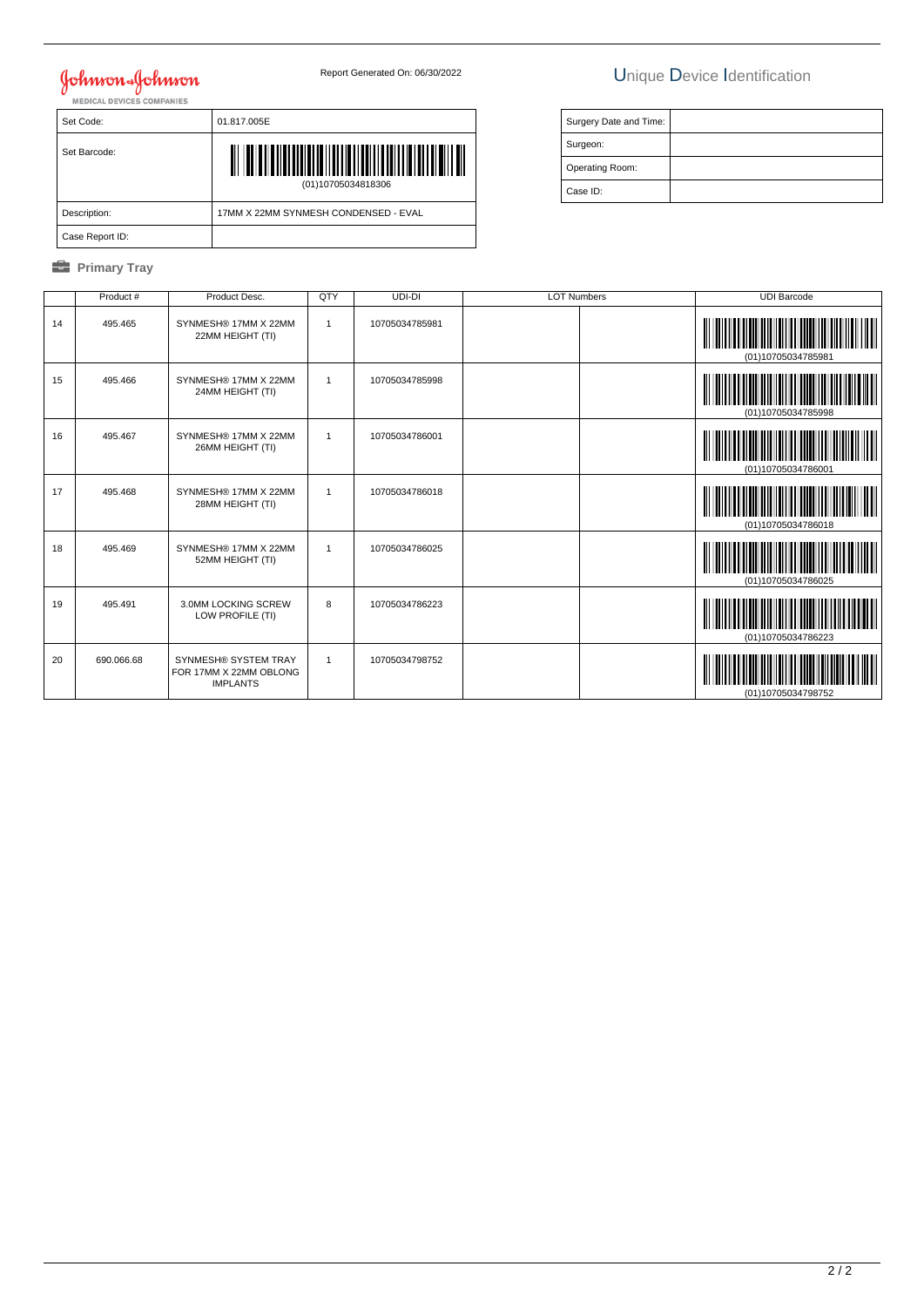Johnson & Johnson
MEDICAL DEVICES COMPANIES

Report Generated On: 06/30/2022

# Unique Device Identification

| | |
|---|---|
| Set Code: | 01.817.005E |
| Set Barcode: | (01)10705034818306 |
| Description: | 17MM X 22MM SYNMESH CONDENSED - EVAL |
| Case Report ID: | |

| | |
|---|---|
| Surgery Date and Time: | |
| Surgeon: | |
| Operating Room: | |
| Case ID: | |

## Primary Tray

| | Product # | Product Desc. | QTY | UDI-DI | LOT Numbers | | UDI Barcode |
|---|---|---|---|---|---|---|---|
| 14 | 495.465 | SYNMESH® 17MM X 22MM 22MM HEIGHT (TI) | 1 | 10705034785981 | | | (01)10705034785981 |
| 15 | 495.466 | SYNMESH® 17MM X 22MM 24MM HEIGHT (TI) | 1 | 10705034785998 | | | (01)10705034785998 |
| 16 | 495.467 | SYNMESH® 17MM X 22MM 26MM HEIGHT (TI) | 1 | 10705034786001 | | | (01)10705034786001 |
| 17 | 495.468 | SYNMESH® 17MM X 22MM 28MM HEIGHT (TI) | 1 | 10705034786018 | | | (01)10705034786018 |
| 18 | 495.469 | SYNMESH® 17MM X 22MM 52MM HEIGHT (TI) | 1 | 10705034786025 | | | (01)10705034786025 |
| 19 | 495.491 | 3.0MM LOCKING SCREW LOW PROFILE (TI) | 8 | 10705034786223 | | | (01)10705034786223 |
| 20 | 690.066.68 | SYNMESH® SYSTEM TRAY FOR 17MM X 22MM OBLONG IMPLANTS | 1 | 10705034798752 | | | (01)10705034798752 |